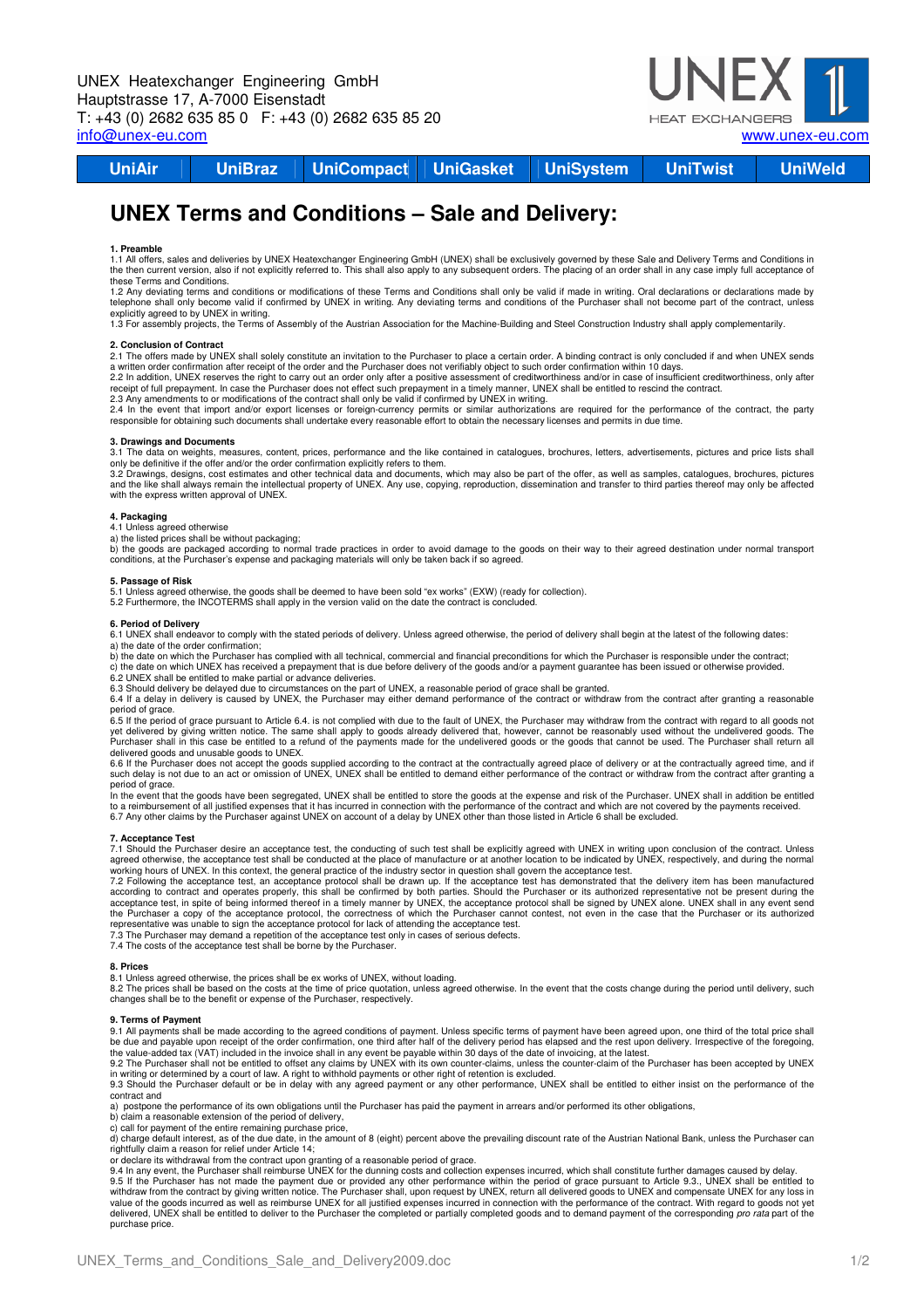UNEX Heatexchanger Engineering GmbH
Hauptstrasse 17, A-7000 Eisenstadt
T: +43 (0) 2682 635 85 0 F: +43 (0) 2682 635 85 20
info@unex-eu.com

www.unex-eu.com

| UniAir | UniBraz | UniCompact | UniGasket | UniSystem | UniTwist | UniWeld |
|---|---|---|---|---|---|---|

# UNEX Terms and Conditions – Sale and Delivery:

**1. Preamble**

1.1 All offers, sales and deliveries by UNEX Heatexchanger Engineering GmbH (UNEX) shall be exclusively governed by these Sale and Delivery Terms and Conditions in the then current version, also if not explicitly referred to. This shall also apply to any subsequent orders. The placing of an order shall in any case imply full acceptance of these Terms and Conditions.

1.2 Any deviating terms and conditions or modifications of these Terms and Conditions shall only be valid if made in writing. Oral declarations or declarations made by telephone shall only become valid if confirmed by UNEX in writing. Any deviating terms and conditions of the Purchaser shall not become part of the contract, unless explicitly agreed to by UNEX in writing.

1.3 For assembly projects, the Terms of Assembly of the Austrian Association for the Machine-Building and Steel Construction Industry shall apply complementarily.

**2. Conclusion of Contract**

2.1 The offers made by UNEX shall solely constitute an invitation to the Purchaser to place a certain order. A binding contract is only concluded if and when UNEX sends a written order confirmation after receipt of the order and the Purchaser does not verifiably object to such order confirmation within 10 days.

2.2 In addition, UNEX reserves the right to carry out an order only after a positive assessment of creditworthiness and/or in case of insufficient creditworthiness, only after receipt of full prepayment. In case the Purchaser does not effect such prepayment in a timely manner, UNEX shall be entitled to rescind the contract.

2.3 Any amendments to or modifications of the contract shall only be valid if confirmed by UNEX in writing.

2.4 In the event that import and/or export licenses or foreign-currency permits or similar authorizations are required for the performance of the contract, the party responsible for obtaining such documents shall undertake every reasonable effort to obtain the necessary licenses and permits in due time.

**3. Drawings and Documents**

3.1 The data on weights, measures, content, prices, performance and the like contained in catalogues, brochures, letters, advertisements, pictures and price lists shall only be definitive if the offer and/or the order confirmation explicitly refers to them.

3.2 Drawings, designs, cost estimates and other technical data and documents, which may also be part of the offer, as well as samples, catalogues, brochures, pictures and the like shall always remain the intellectual property of UNEX. Any use, copying, reproduction, dissemination and transfer to third parties thereof may only be affected with the express written approval of UNEX.

**4. Packaging**

4.1 Unless agreed otherwise

a) the listed prices shall be without packaging;

b) the goods are packaged according to normal trade practices in order to avoid damage to the goods on their way to their agreed destination under normal transport conditions, at the Purchaser's expense and packaging materials will only be taken back if so agreed.

**5. Passage of Risk**

5.1 Unless agreed otherwise, the goods shall be deemed to have been sold "ex works" (EXW) (ready for collection).

5.2 Furthermore, the INCOTERMS shall apply in the version valid on the date the contract is concluded.

**6. Period of Delivery**

6.1 UNEX shall endeavor to comply with the stated periods of delivery. Unless agreed otherwise, the period of delivery shall begin at the latest of the following dates:

a) the date of the order confirmation;

b) the date on which the Purchaser has complied with all technical, commercial and financial preconditions for which the Purchaser is responsible under the contract;

c) the date on which UNEX has received a prepayment that is due before delivery of the goods and/or a payment guarantee has been issued or otherwise provided.

6.2 UNEX shall be entitled to make partial or advance deliveries.

6.3 Should delivery be delayed due to circumstances on the part of UNEX, a reasonable period of grace shall be granted.

6.4 If a delay in delivery is caused by UNEX, the Purchaser may either demand performance of the contract or withdraw from the contract after granting a reasonable period of grace.

6.5 If the period of grace pursuant to Article 6.4. is not complied with due to the fault of UNEX, the Purchaser may withdraw from the contract with regard to all goods not yet delivered by giving written notice. The same shall apply to goods already delivered that, however, cannot be reasonably used without the undelivered goods. The Purchaser shall in this case be entitled to a refund of the payments made for the undelivered goods or the goods that cannot be used. The Purchaser shall return all delivered goods and unusable goods to UNEX.

6.6 If the Purchaser does not accept the goods supplied according to the contract at the contractually agreed place of delivery or at the contractually agreed time, and if such delay is not due to an act or omission of UNEX, UNEX shall be entitled to demand either performance of the contract or withdraw from the contract after granting a period of grace.

In the event that the goods have been segregated, UNEX shall be entitled to store the goods at the expense and risk of the Purchaser. UNEX shall in addition be entitled to a reimbursement of all justified expenses that it has incurred in connection with the performance of the contract and which are not covered by the payments received.

6.7 Any other claims by the Purchaser against UNEX on account of a delay by UNEX other than those listed in Article 6 shall be excluded.

**7. Acceptance Test**

7.1 Should the Purchaser desire an acceptance test, the conducting of such test shall be explicitly agreed with UNEX in writing upon conclusion of the contract. Unless agreed otherwise, the acceptance test shall be conducted at the place of manufacture or at another location to be indicated by UNEX, respectively, and during the normal working hours of UNEX. In this context, the general practice of the industry sector in question shall govern the acceptance test.

7.2 Following the acceptance test, an acceptance protocol shall be drawn up. If the acceptance test has demonstrated that the delivery item has been manufactured according to contract and operates properly, this shall be confirmed by both parties. Should the Purchaser or its authorized representative not be present during the acceptance test, in spite of being informed thereof in a timely manner by UNEX, the acceptance protocol shall be signed by UNEX alone. UNEX shall in any event send the Purchaser a copy of the acceptance protocol, the correctness of which the Purchaser cannot contest, not even in the case that the Purchaser or its authorized representative was unable to sign the acceptance protocol for lack of attending the acceptance test.

7.3 The Purchaser may demand a repetition of the acceptance test only in cases of serious defects.

7.4 The costs of the acceptance test shall be borne by the Purchaser.

**8. Prices**

8.1 Unless agreed otherwise, the prices shall be ex works of UNEX, without loading.

8.2 The prices shall be based on the costs at the time of price quotation, unless agreed otherwise. In the event that the costs change during the period until delivery, such changes shall be to the benefit or expense of the Purchaser, respectively.

**9. Terms of Payment**

9.1 All payments shall be made according to the agreed conditions of payment. Unless specific terms of payment have been agreed upon, one third of the total price shall be due and payable upon receipt of the order confirmation, one third after half of the delivery period has elapsed and the rest upon delivery. Irrespective of the foregoing, the value-added tax (VAT) included in the invoice shall in any event be payable within 30 days of the date of invoicing, at the latest.

9.2 The Purchaser shall not be entitled to offset any claims by UNEX with its own counter-claims, unless the counter-claim of the Purchaser has been accepted by UNEX in writing or determined by a court of law. A right to withhold payments or other right of retention is excluded.

9.3 Should the Purchaser default or be in delay with any agreed payment or any other performance, UNEX shall be entitled to either insist on the performance of the contract and

a) postpone the performance of its own obligations until the Purchaser has paid the payment in arrears and/or performed its other obligations,

b) claim a reasonable extension of the period of delivery,

c) call for payment of the entire remaining purchase price,

d) charge default interest, as of the due date, in the amount of 8 (eight) percent above the prevailing discount rate of the Austrian National Bank, unless the Purchaser can rightfully claim a reason for relief under Article 14;

or declare its withdrawal from the contract upon granting of a reasonable period of grace.

9.4 In any event, the Purchaser shall reimburse UNEX for the dunning costs and collection expenses incurred, which shall constitute further damages caused by delay.

9.5 If the Purchaser has not made the payment due or provided any other performance within the period of grace pursuant to Article 9.3., UNEX shall be entitled to withdraw from the contract by giving written notice. The Purchaser shall, upon request by UNEX, return all delivered goods to UNEX and compensate UNEX for any loss in value of the goods incurred as well as reimburse UNEX for all justified expenses incurred in connection with the performance of the contract. With regard to goods not yet delivered, UNEX shall be entitled to deliver to the Purchaser the completed or partially completed goods and to demand payment of the corresponding *pro rata* part of the purchase price.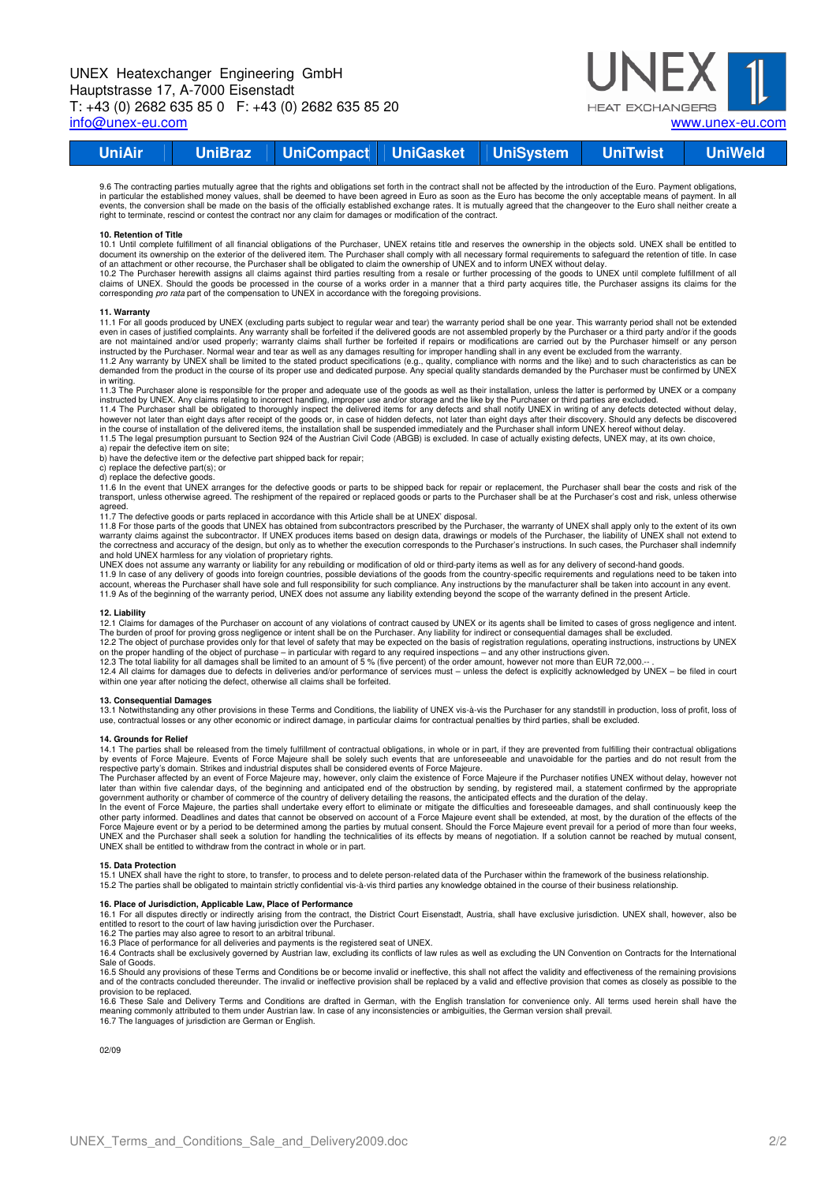UNEX Heatexchanger Engineering GmbH
Hauptstrasse 17, A-7000 Eisenstadt
T: +43 (0) 2682 635 85 0 F: +43 (0) 2682 635 85 20
info@unex-eu.com

UNEX HEAT EXCHANGERS
www.unex-eu.com

| UniAir | UniBraz | UniCompact | UniGasket | UniSystem | UniTwist | UniWeld |
|---|---|---|---|---|---|---|

9.6 The contracting parties mutually agree that the rights and obligations set forth in the contract shall not be affected by the introduction of the Euro. Payment obligations, in particular the established money values, shall be deemed to have been agreed in Euro as soon as the Euro has become the only acceptable means of payment. In all events, the conversion shall be made on the basis of the officially established exchange rates. It is mutually agreed that the changeover to the Euro shall neither create a right to terminate, rescind or contest the contract nor any claim for damages or modification of the contract.

**10. Retention of Title**

10.1 Until complete fulfillment of all financial obligations of the Purchaser, UNEX retains title and reserves the ownership in the objects sold. UNEX shall be entitled to document its ownership on the exterior of the delivered item. The Purchaser shall comply with all necessary formal requirements to safeguard the retention of title. In case of an attachment or other recourse, the Purchaser shall be obligated to claim the ownership of UNEX and to inform UNEX without delay.
10.2 The Purchaser herewith assigns all claims against third parties resulting from a resale or further processing of the goods to UNEX until complete fulfillment of all claims of UNEX. Should the goods be processed in the course of a works order in a manner that a third party acquires title, the Purchaser assigns its claims for the corresponding *pro rata* part of the compensation to UNEX in accordance with the foregoing provisions.

**11. Warranty**

11.1 For all goods produced by UNEX (excluding parts subject to regular wear and tear) the warranty period shall be one year. This warranty period shall not be extended even in cases of justified complaints. Any warranty shall be forfeited if the delivered goods are not assembled properly by the Purchaser or a third party and/or if the goods are not maintained and/or used properly; warranty claims shall further be forfeited if repairs or modifications are carried out by the Purchaser himself or any person instructed by the Purchaser. Normal wear and tear as well as any damages resulting for improper handling shall in any event be excluded from the warranty.
11.2 Any warranty by UNEX shall be limited to the stated product specifications (e.g., quality, compliance with norms and the like) and to such characteristics as can be demanded from the product in the course of its proper use and dedicated purpose. Any special quality standards demanded by the Purchaser must be confirmed by UNEX in writing.
11.3 The Purchaser alone is responsible for the proper and adequate use of the goods as well as their installation, unless the latter is performed by UNEX or a company instructed by UNEX. Any claims relating to incorrect handling, improper use and/or storage and the like by the Purchaser or third parties are excluded.
11.4 The Purchaser shall be obligated to thoroughly inspect the delivered items for any defects and shall notify UNEX in writing of any defects detected without delay, however not later than eight days after receipt of the goods or, in case of hidden defects, not later than eight days after their discovery. Should any defects be discovered in the course of installation of the delivered items, the installation shall be suspended immediately and the Purchaser shall inform UNEX hereof without delay.
11.5 The legal presumption pursuant to Section 924 of the Austrian Civil Code (ABGB) is excluded. In case of actually existing defects, UNEX may, at its own choice,
a) repair the defective item on site;
b) have the defective item or the defective part shipped back for repair;
c) replace the defective part(s); or
d) replace the defective goods.
11.6 In the event that UNEX arranges for the defective goods or parts to be shipped back for repair or replacement, the Purchaser shall bear the costs and risk of the transport, unless otherwise agreed. The reshipment of the repaired or replaced goods or parts to the Purchaser shall be at the Purchaser's cost and risk, unless otherwise agreed.
11.7 The defective goods or parts replaced in accordance with this Article shall be at UNEX' disposal.
11.8 For those parts of the goods that UNEX has obtained from subcontractors prescribed by the Purchaser, the warranty of UNEX shall apply only to the extent of its own warranty claims against the subcontractor. If UNEX produces items based on design data, drawings or models of the Purchaser, the liability of UNEX shall not extend to the correctness and accuracy of the design, but only as to whether the execution corresponds to the Purchaser's instructions. In such cases, the Purchaser shall indemnify and hold UNEX harmless for any violation of proprietary rights.
UNEX does not assume any warranty or liability for any rebuilding or modification of old or third-party items as well as for any delivery of second-hand goods.
11.9 In case of any delivery of goods into foreign countries, possible deviations of the goods from the country-specific requirements and regulations need to be taken into account, whereas the Purchaser shall have sole and full responsibility for such compliance. Any instructions by the manufacturer shall be taken into account in any event.
11.9 As of the beginning of the warranty period, UNEX does not assume any liability extending beyond the scope of the warranty defined in the present Article.

**12. Liability**

12.1 Claims for damages of the Purchaser on account of any violations of contract caused by UNEX or its agents shall be limited to cases of gross negligence and intent. The burden of proof for proving gross negligence or intent shall be on the Purchaser. Any liability for indirect or consequential damages shall be excluded.
12.2 The object of purchase provides only for that level of safety that may be expected on the basis of registration regulations, operating instructions, instructions by UNEX on the proper handling of the object of purchase – in particular with regard to any required inspections – and any other instructions given.
12.3 The total liability for all damages shall be limited to an amount of 5 % (five percent) of the order amount, however not more than EUR 72,000.-- .
12.4 All claims for damages due to defects in deliveries and/or performance of services must – unless the defect is explicitly acknowledged by UNEX – be filed in court within one year after noticing the defect, otherwise all claims shall be forfeited.

**13. Consequential Damages**

13.1 Notwithstanding any other provisions in these Terms and Conditions, the liability of UNEX vis-à-vis the Purchaser for any standstill in production, loss of profit, loss of use, contractual losses or any other economic or indirect damage, in particular claims for contractual penalties by third parties, shall be excluded.

**14. Grounds for Relief**

14.1 The parties shall be released from the timely fulfillment of contractual obligations, in whole or in part, if they are prevented from fulfilling their contractual obligations by events of Force Majeure. Events of Force Majeure shall be solely such events that are unforeseeable and unavoidable for the parties and do not result from the respective party's domain. Strikes and industrial disputes shall be considered events of Force Majeure.
The Purchaser affected by an event of Force Majeure may, however, only claim the existence of Force Majeure if the Purchaser notifies UNEX without delay, however not later than within five calendar days, of the beginning and anticipated end of the obstruction by sending, by registered mail, a statement confirmed by the appropriate government authority or chamber of commerce of the country of delivery detailing the reasons, the anticipated effects and the duration of the delay.
In the event of Force Majeure, the parties shall undertake every effort to eliminate or mitigate the difficulties and foreseeable damages, and shall continuously keep the other party informed. Deadlines and dates that cannot be observed on account of a Force Majeure event shall be extended, at most, by the duration of the effects of the Force Majeure event or by a period to be determined among the parties by mutual consent. Should the Force Majeure event prevail for a period of more than four weeks, UNEX and the Purchaser shall seek a solution for handling the technicalities of its effects by means of negotiation. If a solution cannot be reached by mutual consent, UNEX shall be entitled to withdraw from the contract in whole or in part.

**15. Data Protection**

15.1 UNEX shall have the right to store, to transfer, to process and to delete person-related data of the Purchaser within the framework of the business relationship.
15.2 The parties shall be obligated to maintain strictly confidential vis-à-vis third parties any knowledge obtained in the course of their business relationship.

**16. Place of Jurisdiction, Applicable Law, Place of Performance**

16.1 For all disputes directly or indirectly arising from the contract, the District Court Eisenstadt, Austria, shall have exclusive jurisdiction. UNEX shall, however, also be entitled to resort to the court of law having jurisdiction over the Purchaser.
16.2 The parties may also agree to resort to an arbitral tribunal.
16.3 Place of performance for all deliveries and payments is the registered seat of UNEX.
16.4 Contracts shall be exclusively governed by Austrian law, excluding its conflicts of law rules as well as excluding the UN Convention on Contracts for the International Sale of Goods.
16.5 Should any provisions of these Terms and Conditions be or become invalid or ineffective, this shall not affect the validity and effectiveness of the remaining provisions and of the contracts concluded thereunder. The invalid or ineffective provision shall be replaced by a valid and effective provision that comes as closely as possible to the provision to be replaced.
16.6 These Sale and Delivery Terms and Conditions are drafted in German, with the English translation for convenience only. All terms used herein shall have the meaning commonly attributed to them under Austrian law. In case of any inconsistencies or ambiguities, the German version shall prevail.
16.7 The languages of jurisdiction are German or English.

02/09